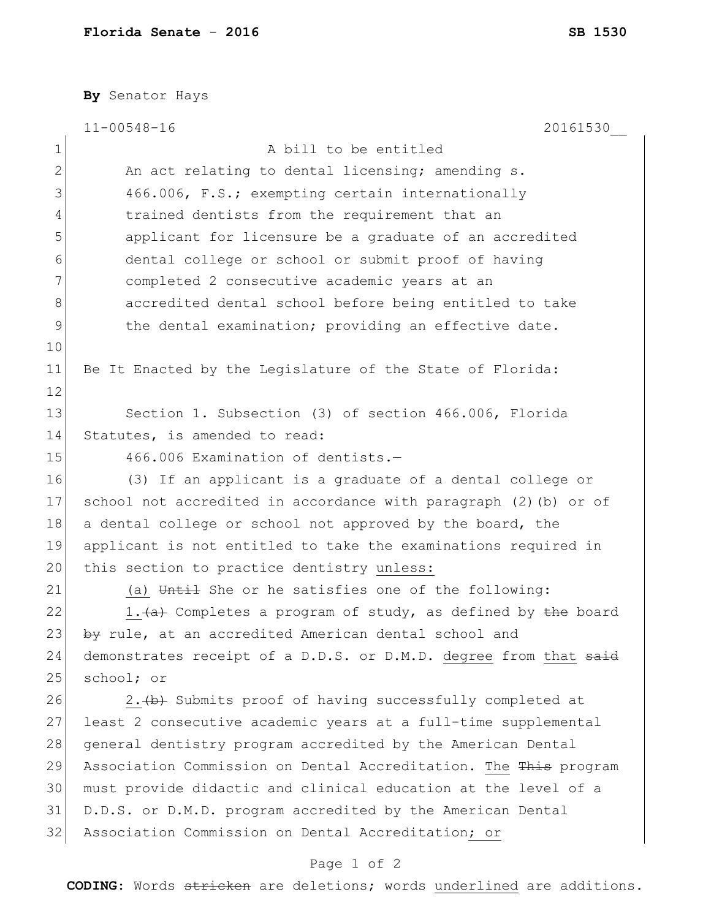**Florida Senate - 2016** **SB 1530**

**By** Senator Hays

11-00548-16 20161530__

A bill to be entitled

An act relating to dental licensing; amending s. 466.006, F.S.; exempting certain internationally trained dentists from the requirement that an applicant for licensure be a graduate of an accredited dental college or school or submit proof of having completed 2 consecutive academic years at an accredited dental school before being entitled to take the dental examination; providing an effective date.

Be It Enacted by the Legislature of the State of Florida:

Section 1. Subsection (3) of section 466.006, Florida Statutes, is amended to read:

466.006 Examination of dentists.—

(3) If an applicant is a graduate of a dental college or school not accredited in accordance with paragraph (2)(b) or of a dental college or school not approved by the board, the applicant is not entitled to take the examinations required in this section to practice dentistry <u>unless:</u>

<u>(a)</u> ~~Until~~ She or he satisfies one of the following:

<u>1.</u>~~(a)~~ Completes a program of study, as defined by ~~the~~ board ~~by~~ rule, at an accredited American dental school and demonstrates receipt of a D.D.S. or D.M.D. <u>degree</u> from <u>that</u> ~~said~~ school; or

<u>2.</u>~~(b)~~ Submits proof of having successfully completed at least 2 consecutive academic years at a full-time supplemental general dentistry program accredited by the American Dental Association Commission on Dental Accreditation. <u>The</u> ~~This~~ program must provide didactic and clinical education at the level of a D.D.S. or D.M.D. program accredited by the American Dental Association Commission on Dental Accreditation<u>; or</u>

**CODING:** Words ~~stricken~~ are deletions; words <u>underlined</u> are additions.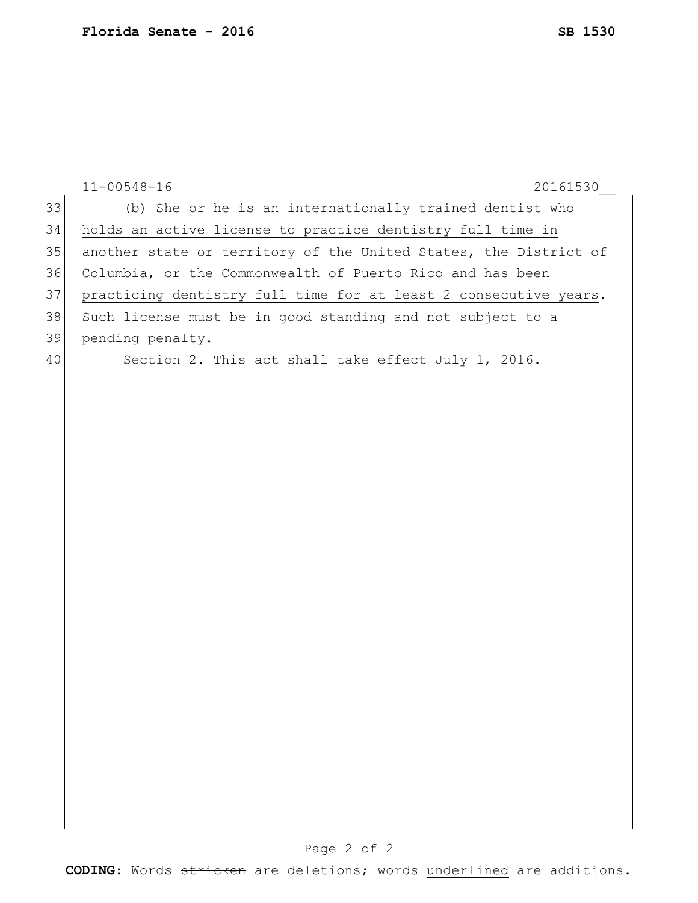11-00548-16 20161530__

33 (b) She or he is an internationally trained dentist who
34 holds an active license to practice dentistry full time in
35 another state or territory of the United States, the District of
36 Columbia, or the Commonwealth of Puerto Rico and has been
37 practicing dentistry full time for at least 2 consecutive years.
38 Such license must be in good standing and not subject to a
39 pending penalty.
40 Section 2. This act shall take effect July 1, 2016.

**CODING:** Words ~~stricken~~ are deletions; words underlined are additions.